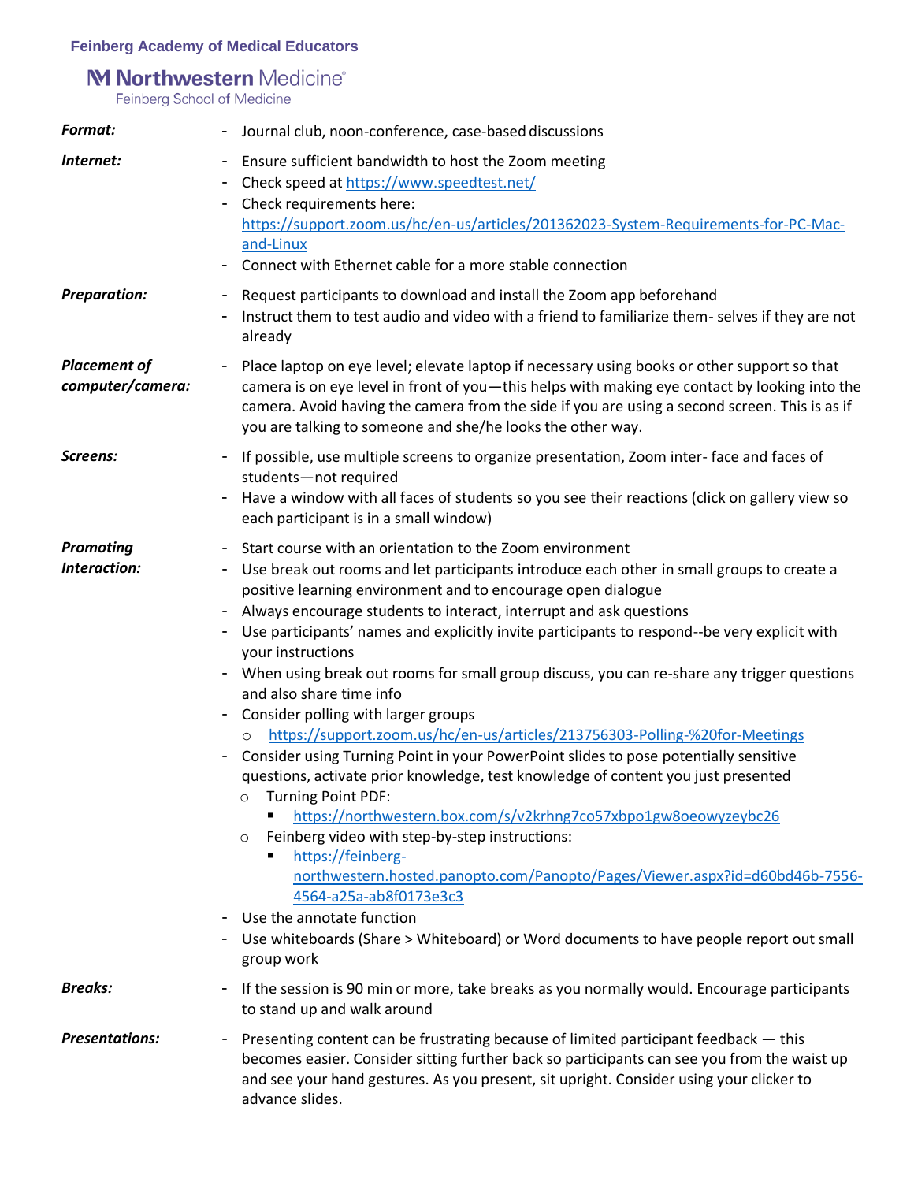**Feinberg Academy of Medical Educators**

Northwestern Medicine
Feinberg School of Medicine

***Format:***

- Journal club, noon-conference, case-based discussions

***Internet:***

- Ensure sufficient bandwidth to host the Zoom meeting
- Check speed at [https://www.speedtest.net/](https://www.speedtest.net/)
- Check requirements here: [https://support.zoom.us/hc/en-us/articles/201362023-System-Requirements-for-PC-Mac-and-Linux](https://support.zoom.us/hc/en-us/articles/201362023-System-Requirements-for-PC-Mac-and-Linux)
- Connect with Ethernet cable for a more stable connection

***Preparation:***

- Request participants to download and install the Zoom app beforehand
- Instruct them to test audio and video with a friend to familiarize them- selves if they are not already

***Placement of computer/camera:***

- Place laptop on eye level; elevate laptop if necessary using books or other support so that camera is on eye level in front of you—this helps with making eye contact by looking into the camera. Avoid having the camera from the side if you are using a second screen. This is as if you are talking to someone and she/he looks the other way.

***Screens:***

- If possible, use multiple screens to organize presentation, Zoom inter- face and faces of students—not required
- Have a window with all faces of students so you see their reactions (click on gallery view so each participant is in a small window)

***Promoting Interaction:***

- Start course with an orientation to the Zoom environment
- Use break out rooms and let participants introduce each other in small groups to create a positive learning environment and to encourage open dialogue
- Always encourage students to interact, interrupt and ask questions
- Use participants' names and explicitly invite participants to respond--be very explicit with your instructions
- When using break out rooms for small group discuss, you can re-share any trigger questions and also share time info
- Consider polling with larger groups
  - [https://support.zoom.us/hc/en-us/articles/213756303-Polling-%20for-Meetings](https://support.zoom.us/hc/en-us/articles/213756303-Polling-%20for-Meetings)
- Consider using Turning Point in your PowerPoint slides to pose potentially sensitive questions, activate prior knowledge, test knowledge of content you just presented
  - Turning Point PDF:
    - [https://northwestern.box.com/s/v2krhng7co57xbpo1gw8oeowyzeybc26](https://northwestern.box.com/s/v2krhng7co57xbpo1gw8oeowyzeybc26)
  - Feinberg video with step-by-step instructions:
    - [https://feinberg-northwestern.hosted.panopto.com/Panopto/Pages/Viewer.aspx?id=d60bd46b-7556-4564-a25a-ab8f0173e3c3](https://feinberg-northwestern.hosted.panopto.com/Panopto/Pages/Viewer.aspx?id=d60bd46b-7556-4564-a25a-ab8f0173e3c3)
- Use the annotate function
- Use whiteboards (Share > Whiteboard) or Word documents to have people report out small group work

***Breaks:***

- If the session is 90 min or more, take breaks as you normally would. Encourage participants to stand up and walk around

***Presentations:***

- Presenting content can be frustrating because of limited participant feedback — this becomes easier. Consider sitting further back so participants can see you from the waist up and see your hand gestures. As you present, sit upright. Consider using your clicker to advance slides.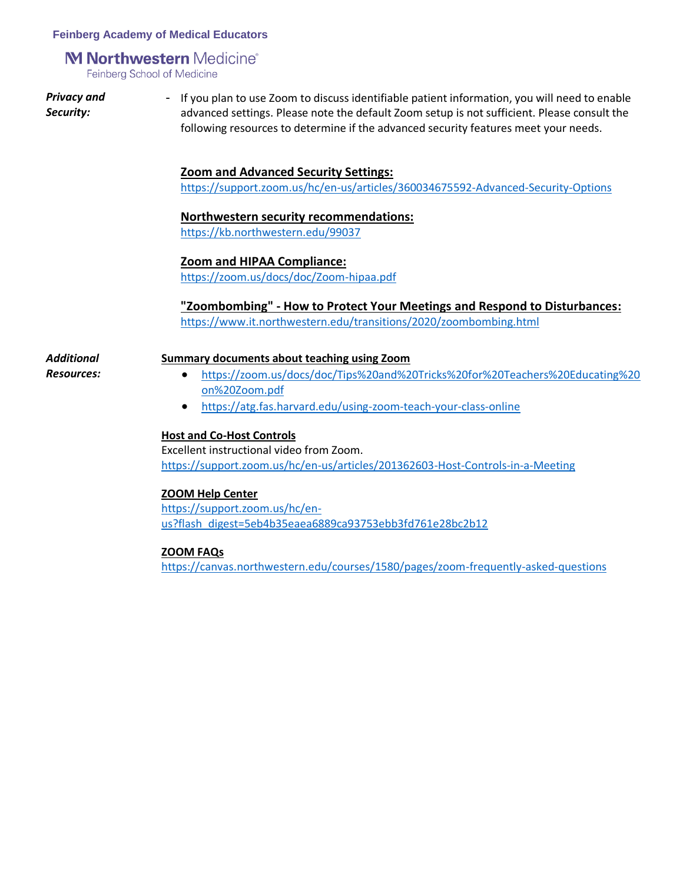**Privacy and Security:**

- If you plan to use Zoom to discuss identifiable patient information, you will need to enable advanced settings. Please note the default Zoom setup is not sufficient. Please consult the following resources to determine if the advanced security features meet your needs.

**Zoom and Advanced Security Settings:**
https://support.zoom.us/hc/en-us/articles/360034675592-Advanced-Security-Options

**Northwestern security recommendations:**
https://kb.northwestern.edu/99037

**Zoom and HIPAA Compliance:**
https://zoom.us/docs/doc/Zoom-hipaa.pdf

**"Zoombombing" - How to Protect Your Meetings and Respond to Disturbances:**
https://www.it.northwestern.edu/transitions/2020/zoombombing.html

**Additional Resources:**

**Summary documents about teaching using Zoom**

- https://zoom.us/docs/doc/Tips%20and%20Tricks%20for%20Teachers%20Educating%20on%20Zoom.pdf
- https://atg.fas.harvard.edu/using-zoom-teach-your-class-online

**Host and Co-Host Controls**
Excellent instructional video from Zoom.
https://support.zoom.us/hc/en-us/articles/201362603-Host-Controls-in-a-Meeting

**ZOOM Help Center**
https://support.zoom.us/hc/en-us?flash_digest=5eb4b35eaea6889ca93753ebb3fd761e28bc2b12

**ZOOM FAQs**
https://canvas.northwestern.edu/courses/1580/pages/zoom-frequently-asked-questions